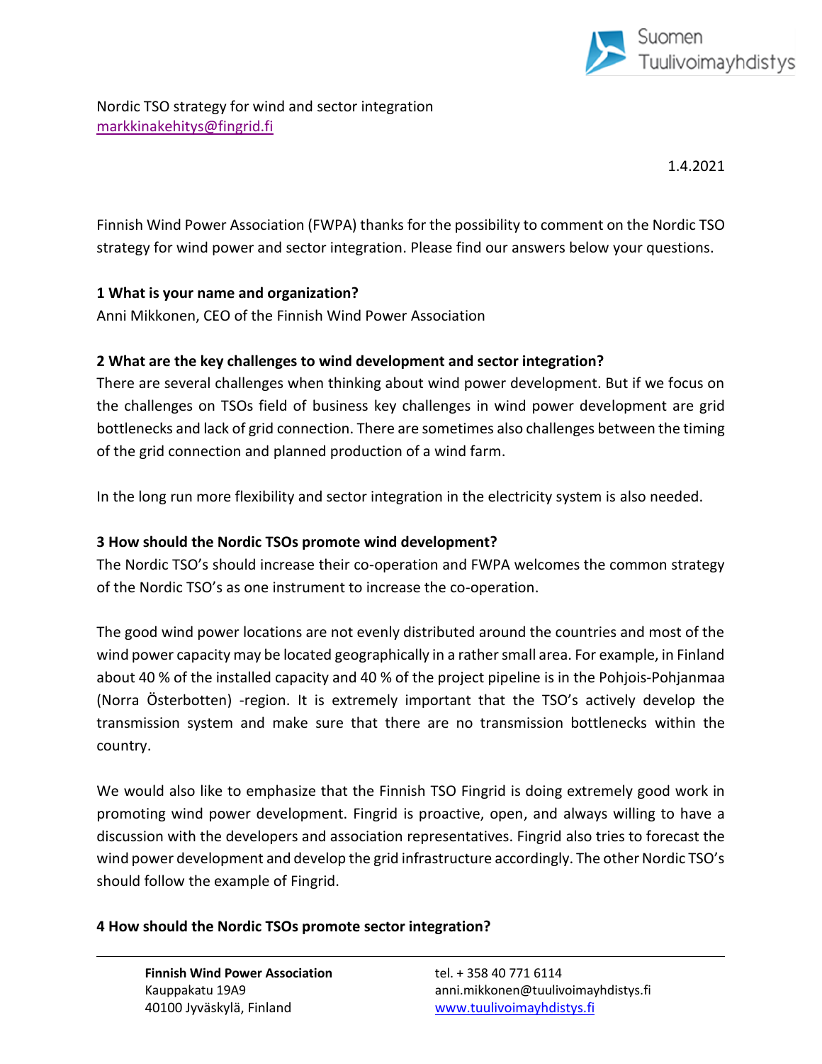Nordic TSO strategy for wind and sector integration
[markkinakehitys@fingrid.fi](mailto:markkinakehitys@fingrid.fi)

1.4.2021

Finnish Wind Power Association (FWPA) thanks for the possibility to comment on the Nordic TSO strategy for wind power and sector integration. Please find our answers below your questions.

**1 What is your name and organization?**
Anni Mikkonen, CEO of the Finnish Wind Power Association

**2 What are the key challenges to wind development and sector integration?**
There are several challenges when thinking about wind power development. But if we focus on the challenges on TSOs field of business key challenges in wind power development are grid bottlenecks and lack of grid connection. There are sometimes also challenges between the timing of the grid connection and planned production of a wind farm.

In the long run more flexibility and sector integration in the electricity system is also needed.

**3 How should the Nordic TSOs promote wind development?**
The Nordic TSO's should increase their co-operation and FWPA welcomes the common strategy of the Nordic TSO's as one instrument to increase the co-operation.

The good wind power locations are not evenly distributed around the countries and most of the wind power capacity may be located geographically in a rather small area. For example, in Finland about 40 % of the installed capacity and 40 % of the project pipeline is in the Pohjois-Pohjanmaa (Norra Österbotten) -region. It is extremely important that the TSO's actively develop the transmission system and make sure that there are no transmission bottlenecks within the country.

We would also like to emphasize that the Finnish TSO Fingrid is doing extremely good work in promoting wind power development. Fingrid is proactive, open, and always willing to have a discussion with the developers and association representatives. Fingrid also tries to forecast the wind power development and develop the grid infrastructure accordingly. The other Nordic TSO's should follow the example of Fingrid.

**4 How should the Nordic TSOs promote sector integration?**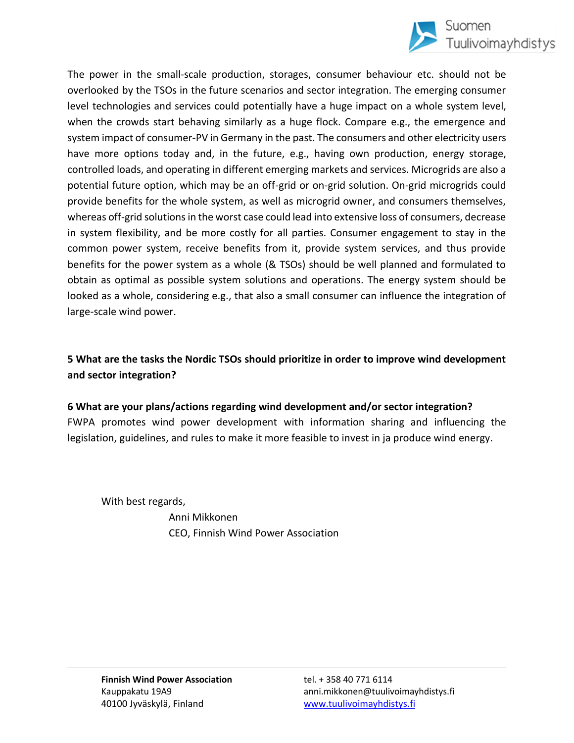The power in the small-scale production, storages, consumer behaviour etc. should not be overlooked by the TSOs in the future scenarios and sector integration. The emerging consumer level technologies and services could potentially have a huge impact on a whole system level, when the crowds start behaving similarly as a huge flock. Compare e.g., the emergence and system impact of consumer-PV in Germany in the past. The consumers and other electricity users have more options today and, in the future, e.g., having own production, energy storage, controlled loads, and operating in different emerging markets and services. Microgrids are also a potential future option, which may be an off-grid or on-grid solution. On-grid microgrids could provide benefits for the whole system, as well as microgrid owner, and consumers themselves, whereas off-grid solutions in the worst case could lead into extensive loss of consumers, decrease in system flexibility, and be more costly for all parties. Consumer engagement to stay in the common power system, receive benefits from it, provide system services, and thus provide benefits for the power system as a whole (& TSOs) should be well planned and formulated to obtain as optimal as possible system solutions and operations. The energy system should be looked as a whole, considering e.g., that also a small consumer can influence the integration of large-scale wind power.

**5 What are the tasks the Nordic TSOs should prioritize in order to improve wind development and sector integration?**

**6 What are your plans/actions regarding wind development and/or sector integration?**

FWPA promotes wind power development with information sharing and influencing the legislation, guidelines, and rules to make it more feasible to invest in ja produce wind energy.

With best regards,

Anni Mikkonen

CEO, Finnish Wind Power Association

**Finnish Wind Power Association**
Kauppakatu 19A9
40100 Jyväskylä, Finland

tel. + 358 40 771 6114
anni.mikkonen@tuulivoimayhdistys.fi
www.tuulivoimayhdistys.fi